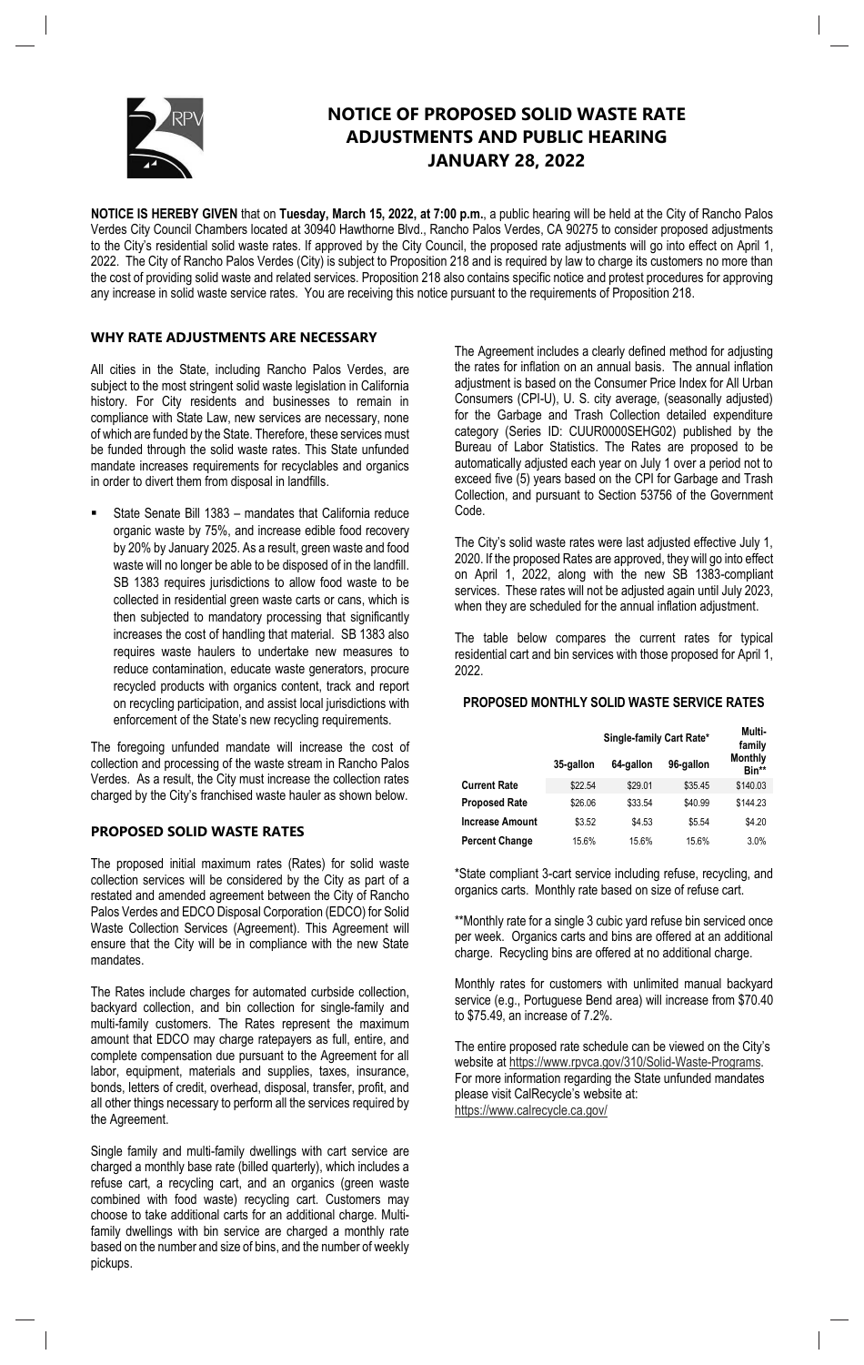# NOTICE OF PROPOSED SOLID WASTE RATE ADJUSTMENTS AND PUBLIC HEARING JANUARY 28, 2022

**NOTICE IS HEREBY GIVEN** that on **Tuesday, March 15, 2022, at 7:00 p.m.**, a public hearing will be held at the City of Rancho Palos Verdes City Council Chambers located at 30940 Hawthorne Blvd., Rancho Palos Verdes, CA 90275 to consider proposed adjustments to the City's residential solid waste rates. If approved by the City Council, the proposed rate adjustments will go into effect on April 1, 2022. The City of Rancho Palos Verdes (City) is subject to Proposition 218 and is required by law to charge its customers no more than the cost of providing solid waste and related services. Proposition 218 also contains specific notice and protest procedures for approving any increase in solid waste service rates. You are receiving this notice pursuant to the requirements of Proposition 218.

## WHY RATE ADJUSTMENTS ARE NECESSARY

All cities in the State, including Rancho Palos Verdes, are subject to the most stringent solid waste legislation in California history. For City residents and businesses to remain in compliance with State Law, new services are necessary, none of which are funded by the State. Therefore, these services must be funded through the solid waste rates. This State unfunded mandate increases requirements for recyclables and organics in order to divert them from disposal in landfills.

- State Senate Bill 1383 – mandates that California reduce organic waste by 75%, and increase edible food recovery by 20% by January 2025. As a result, green waste and food waste will no longer be able to be disposed of in the landfill. SB 1383 requires jurisdictions to allow food waste to be collected in residential green waste carts or cans, which is then subjected to mandatory processing that significantly increases the cost of handling that material. SB 1383 also requires waste haulers to undertake new measures to reduce contamination, educate waste generators, procure recycled products with organics content, track and report on recycling participation, and assist local jurisdictions with enforcement of the State's new recycling requirements.

The foregoing unfunded mandate will increase the cost of collection and processing of the waste stream in Rancho Palos Verdes. As a result, the City must increase the collection rates charged by the City's franchised waste hauler as shown below.

## PROPOSED SOLID WASTE RATES

The proposed initial maximum rates (Rates) for solid waste collection services will be considered by the City as part of a restated and amended agreement between the City of Rancho Palos Verdes and EDCO Disposal Corporation (EDCO) for Solid Waste Collection Services (Agreement). This Agreement will ensure that the City will be in compliance with the new State mandates.

The Rates include charges for automated curbside collection, backyard collection, and bin collection for single-family and multi-family customers. The Rates represent the maximum amount that EDCO may charge ratepayers as full, entire, and complete compensation due pursuant to the Agreement for all labor, equipment, materials and supplies, taxes, insurance, bonds, letters of credit, overhead, disposal, transfer, profit, and all other things necessary to perform all the services required by the Agreement.

Single family and multi-family dwellings with cart service are charged a monthly base rate (billed quarterly), which includes a refuse cart, a recycling cart, and an organics (green waste combined with food waste) recycling cart. Customers may choose to take additional carts for an additional charge. Multi-family dwellings with bin service are charged a monthly rate based on the number and size of bins, and the number of weekly pickups.

The Agreement includes a clearly defined method for adjusting the rates for inflation on an annual basis. The annual inflation adjustment is based on the Consumer Price Index for All Urban Consumers (CPI-U), U. S. city average, (seasonally adjusted) for the Garbage and Trash Collection detailed expenditure category (Series ID: CUUR0000SEHG02) published by the Bureau of Labor Statistics. The Rates are proposed to be automatically adjusted each year on July 1 over a period not to exceed five (5) years based on the CPI for Garbage and Trash Collection, and pursuant to Section 53756 of the Government Code.

The City's solid waste rates were last adjusted effective July 1, 2020. If the proposed Rates are approved, they will go into effect on April 1, 2022, along with the new SB 1383-compliant services. These rates will not be adjusted again until July 2023, when they are scheduled for the annual inflation adjustment.

The table below compares the current rates for typical residential cart and bin services with those proposed for April 1, 2022.

### PROPOSED MONTHLY SOLID WASTE SERVICE RATES

| | Single-family Cart Rate* | | | Multi-family Monthly Bin** |
|---|---|---|---|---|
| | 35-gallon | 64-gallon | 96-gallon | |
| **Current Rate** | $22.54 | $29.01 | $35.45 | $140.03 |
| **Proposed Rate** | $26.06 | $33.54 | $40.99 | $144.23 |
| **Increase Amount** | $3.52 | $4.53 | $5.54 | $4.20 |
| **Percent Change** | 15.6% | 15.6% | 15.6% | 3.0% |

*State compliant 3-cart service including refuse, recycling, and organics carts. Monthly rate based on size of refuse cart.

**Monthly rate for a single 3 cubic yard refuse bin serviced once per week. Organics carts and bins are offered at an additional charge. Recycling bins are offered at no additional charge.

Monthly rates for customers with unlimited manual backyard service (e.g., Portuguese Bend area) will increase from $70.40 to $75.49, an increase of 7.2%.

The entire proposed rate schedule can be viewed on the City's website at https://www.rpvca.gov/310/Solid-Waste-Programs. For more information regarding the State unfunded mandates please visit CalRecycle's website at: https://www.calrecycle.ca.gov/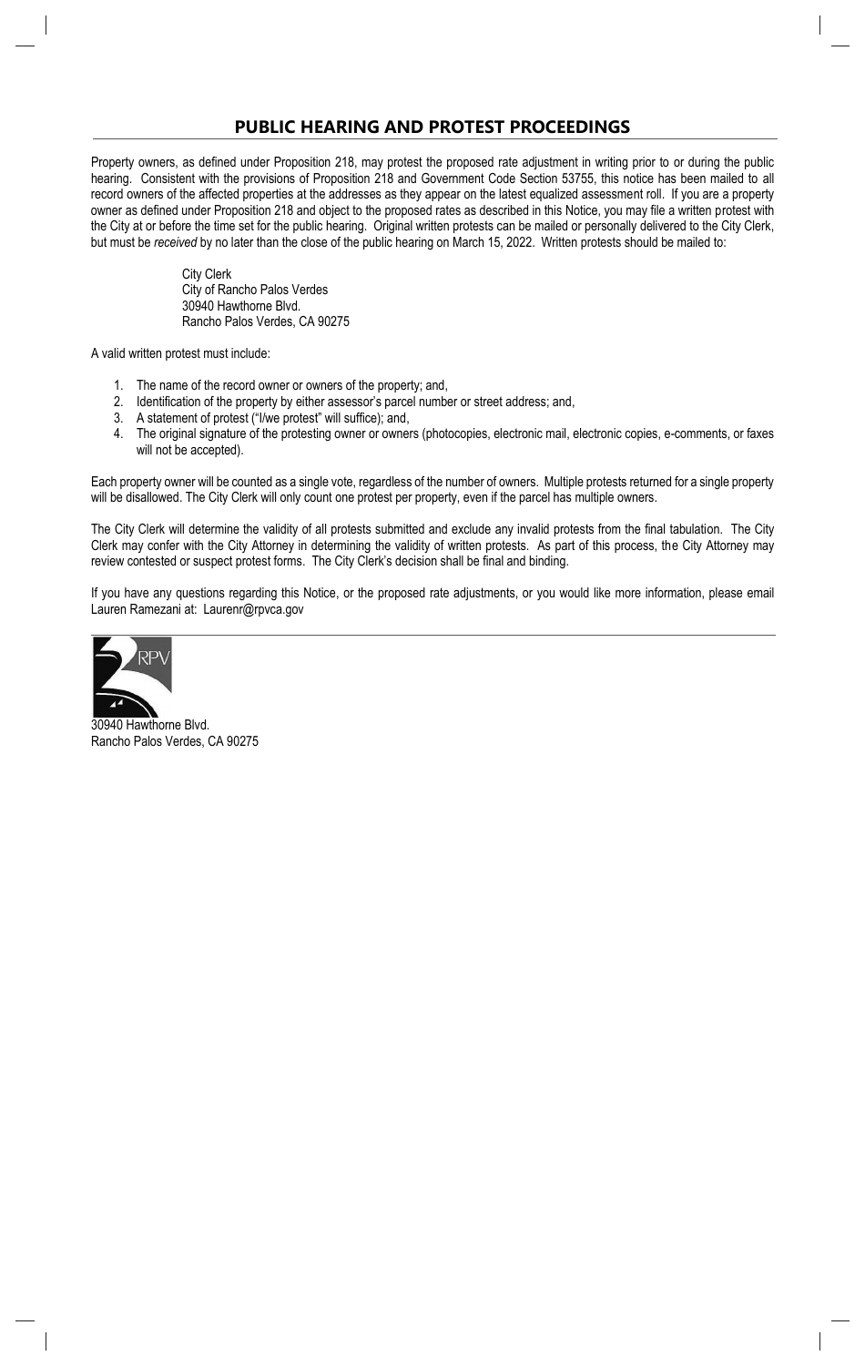## PUBLIC HEARING AND PROTEST PROCEEDINGS

Property owners, as defined under Proposition 218, may protest the proposed rate adjustment in writing prior to or during the public hearing. Consistent with the provisions of Proposition 218 and Government Code Section 53755, this notice has been mailed to all record owners of the affected properties at the addresses as they appear on the latest equalized assessment roll. If you are a property owner as defined under Proposition 218 and object to the proposed rates as described in this Notice, you may file a written protest with the City at or before the time set for the public hearing. Original written protests can be mailed or personally delivered to the City Clerk, but must be *received* by no later than the close of the public hearing on March 15, 2022. Written protests should be mailed to:

City Clerk
City of Rancho Palos Verdes
30940 Hawthorne Blvd.
Rancho Palos Verdes, CA 90275

A valid written protest must include:

1. The name of the record owner or owners of the property; and,
2. Identification of the property by either assessor's parcel number or street address; and,
3. A statement of protest ("I/we protest" will suffice); and,
4. The original signature of the protesting owner or owners (photocopies, electronic mail, electronic copies, e-comments, or faxes will not be accepted).

Each property owner will be counted as a single vote, regardless of the number of owners. Multiple protests returned for a single property will be disallowed. The City Clerk will only count one protest per property, even if the parcel has multiple owners.

The City Clerk will determine the validity of all protests submitted and exclude any invalid protests from the final tabulation. The City Clerk may confer with the City Attorney in determining the validity of written protests. As part of this process, the City Attorney may review contested or suspect protest forms. The City Clerk's decision shall be final and binding.

If you have any questions regarding this Notice, or the proposed rate adjustments, or you would like more information, please email Lauren Ramezani at: Laurenr@rpvca.gov

---

RPV

30940 Hawthorne Blvd.
Rancho Palos Verdes, CA 90275